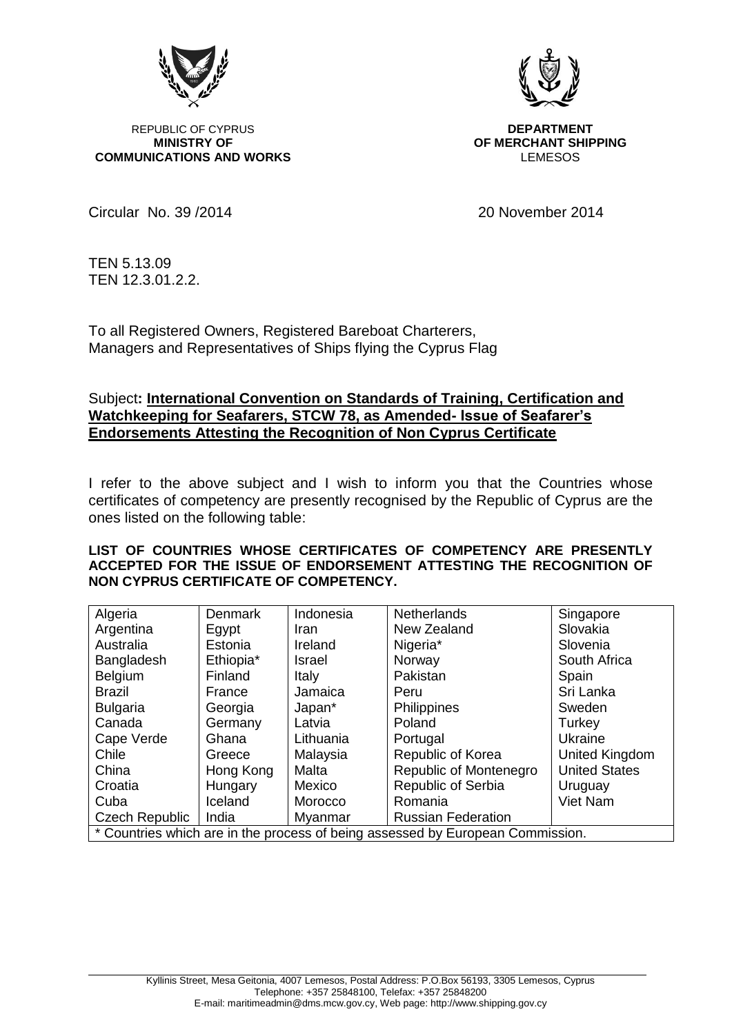REPUBLIC OF CYPRUS
**MINISTRY OF COMMUNICATIONS AND WORKS**

**DEPARTMENT OF MERCHANT SHIPPING**
LEMESOS

Circular No. 39 /2014

20 November 2014

TEN 5.13.09
TEN 12.3.01.2.2.

To all Registered Owners, Registered Bareboat Charterers, Managers and Representatives of Ships flying the Cyprus Flag

Subject**: International Convention on Standards of Training, Certification and Watchkeeping for Seafarers, STCW 78, as Amended- Issue of Seafarer's Endorsements Attesting the Recognition of Non Cyprus Certificate**

I refer to the above subject and I wish to inform you that the Countries whose certificates of competency are presently recognised by the Republic of Cyprus are the ones listed on the following table:

**LIST OF COUNTRIES WHOSE CERTIFICATES OF COMPETENCY ARE PRESENTLY ACCEPTED FOR THE ISSUE OF ENDORSEMENT ATTESTING THE RECOGNITION OF NON CYPRUS CERTIFICATE OF COMPETENCY.**

| | | | | |
|---|---|---|---|---|
| Algeria | Denmark | Indonesia | Netherlands | Singapore |
| Argentina | Egypt | Iran | New Zealand | Slovakia |
| Australia | Estonia | Ireland | Nigeria* | Slovenia |
| Bangladesh | Ethiopia* | Israel | Norway | South Africa |
| Belgium | Finland | Italy | Pakistan | Spain |
| Brazil | France | Jamaica | Peru | Sri Lanka |
| Bulgaria | Georgia | Japan* | Philippines | Sweden |
| Canada | Germany | Latvia | Poland | Turkey |
| Cape Verde | Ghana | Lithuania | Portugal | Ukraine |
| Chile | Greece | Malaysia | Republic of Korea | United Kingdom |
| China | Hong Kong | Malta | Republic of Montenegro | United States |
| Croatia | Hungary | Mexico | Republic of Serbia | Uruguay |
| Cuba | Iceland | Morocco | Romania | Viet Nam |
| Czech Republic | India | Myanmar | Russian Federation | |
| * Countries which are in the process of being assessed by European Commission. | | | | |

Kyllinis Street, Mesa Geitonia, 4007 Lemesos, Postal Address: P.O.Box 56193, 3305 Lemesos, Cyprus
Telephone: +357 25848100, Telefax: +357 25848200
E-mail: maritimeadmin@dms.mcw.gov.cy, Web page: http://www.shipping.gov.cy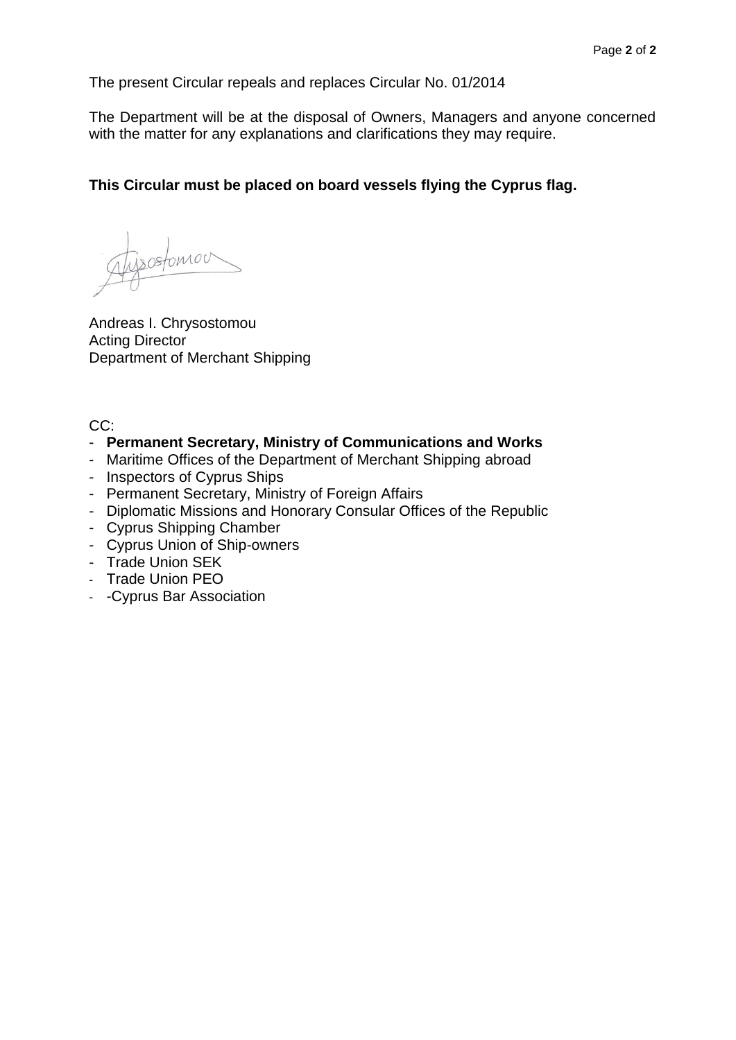The present Circular repeals and replaces Circular No. 01/2014

The Department will be at the disposal of Owners, Managers and anyone concerned with the matter for any explanations and clarifications they may require.

**This Circular must be placed on board vessels flying the Cyprus flag.**

Andreas I. Chrysostomou
Acting Director
Department of Merchant Shipping

CC:

- **Permanent Secretary, Ministry of Communications and Works**
- Maritime Offices of the Department of Merchant Shipping abroad
- Inspectors of Cyprus Ships
- Permanent Secretary, Ministry of Foreign Affairs
- Diplomatic Missions and Honorary Consular Offices of the Republic
- Cyprus Shipping Chamber
- Cyprus Union of Ship-owners
- Trade Union SEK
- Trade Union PEO
- -Cyprus Bar Association